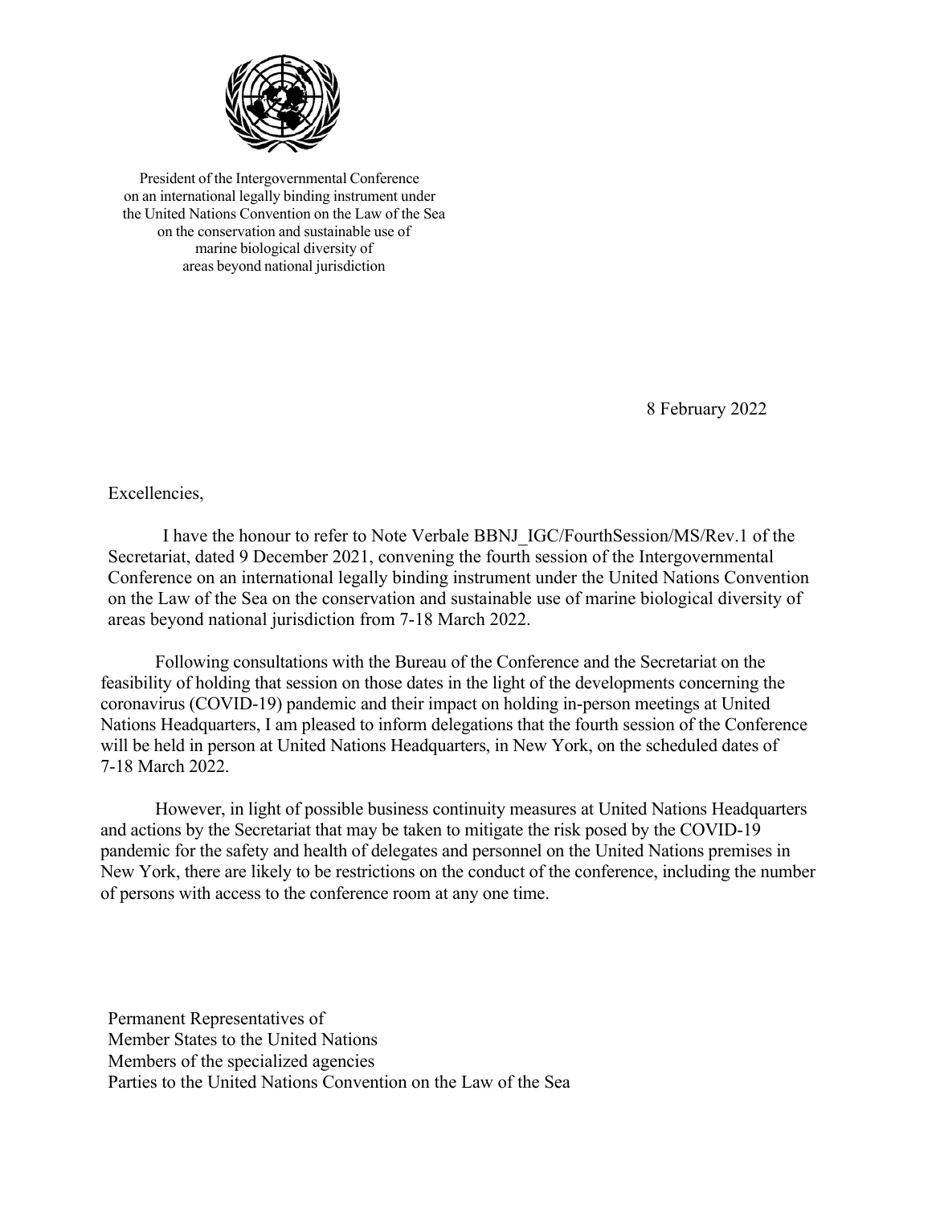President of the Intergovernmental Conference
on an international legally binding instrument under
the United Nations Convention on the Law of the Sea
on the conservation and sustainable use of
marine biological diversity of
areas beyond national jurisdiction

8 February 2022

Excellencies,

I have the honour to refer to Note Verbale BBNJ_IGC/FourthSession/MS/Rev.1 of the Secretariat, dated 9 December 2021, convening the fourth session of the Intergovernmental Conference on an international legally binding instrument under the United Nations Convention on the Law of the Sea on the conservation and sustainable use of marine biological diversity of areas beyond national jurisdiction from 7-18 March 2022.

Following consultations with the Bureau of the Conference and the Secretariat on the feasibility of holding that session on those dates in the light of the developments concerning the coronavirus (COVID-19) pandemic and their impact on holding in-person meetings at United Nations Headquarters, I am pleased to inform delegations that the fourth session of the Conference will be held in person at United Nations Headquarters, in New York, on the scheduled dates of 7-18 March 2022.

However, in light of possible business continuity measures at United Nations Headquarters and actions by the Secretariat that may be taken to mitigate the risk posed by the COVID-19 pandemic for the safety and health of delegates and personnel on the United Nations premises in New York, there are likely to be restrictions on the conduct of the conference, including the number of persons with access to the conference room at any one time.

Permanent Representatives of
Member States to the United Nations
Members of the specialized agencies
Parties to the United Nations Convention on the Law of the Sea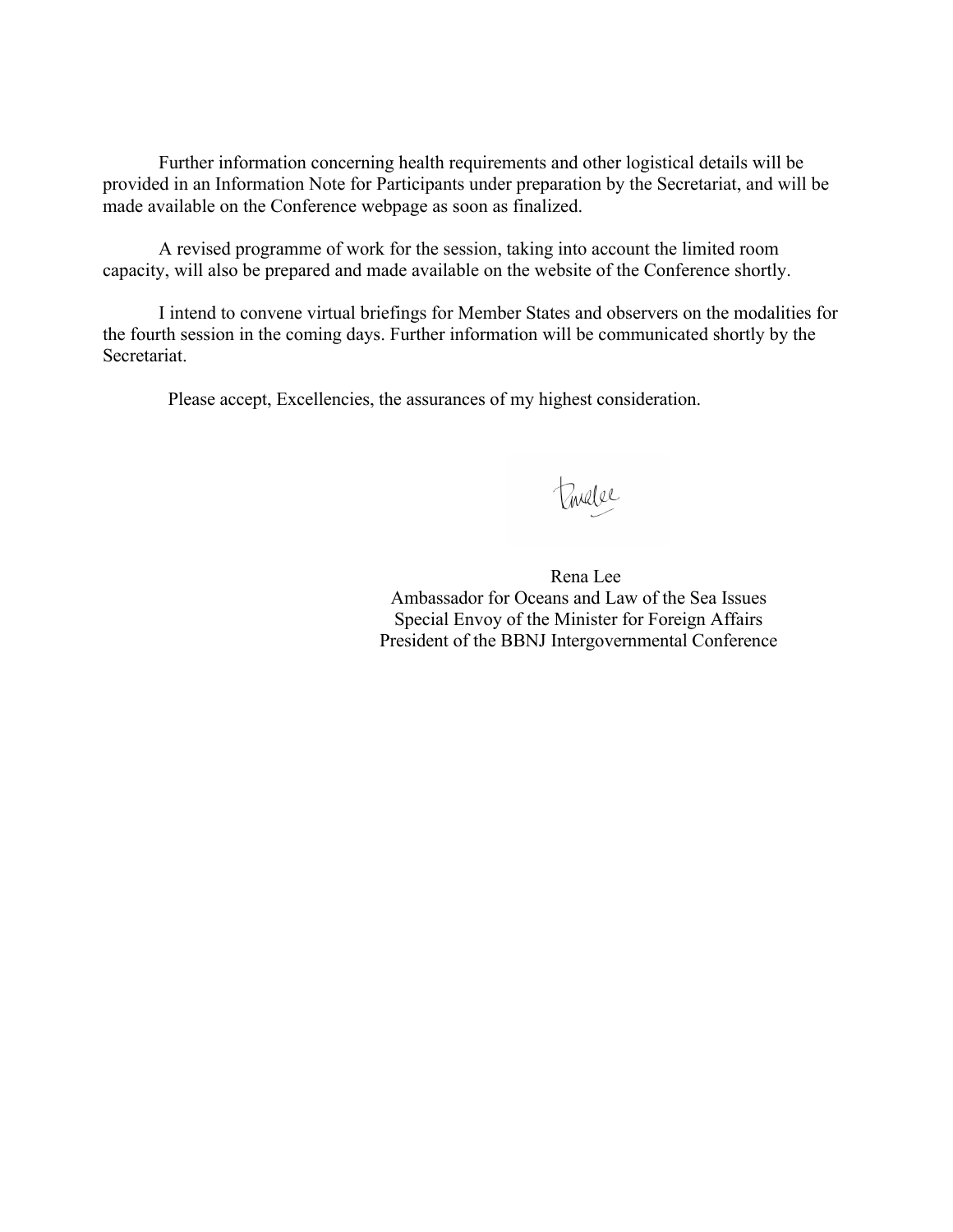Further information concerning health requirements and other logistical details will be provided in an Information Note for Participants under preparation by the Secretariat, and will be made available on the Conference webpage as soon as finalized.

A revised programme of work for the session, taking into account the limited room capacity, will also be prepared and made available on the website of the Conference shortly.

I intend to convene virtual briefings for Member States and observers on the modalities for the fourth session in the coming days. Further information will be communicated shortly by the Secretariat.

Please accept, Excellencies, the assurances of my highest consideration.

Rena Lee
Ambassador for Oceans and Law of the Sea Issues
Special Envoy of the Minister for Foreign Affairs
President of the BBNJ Intergovernmental Conference